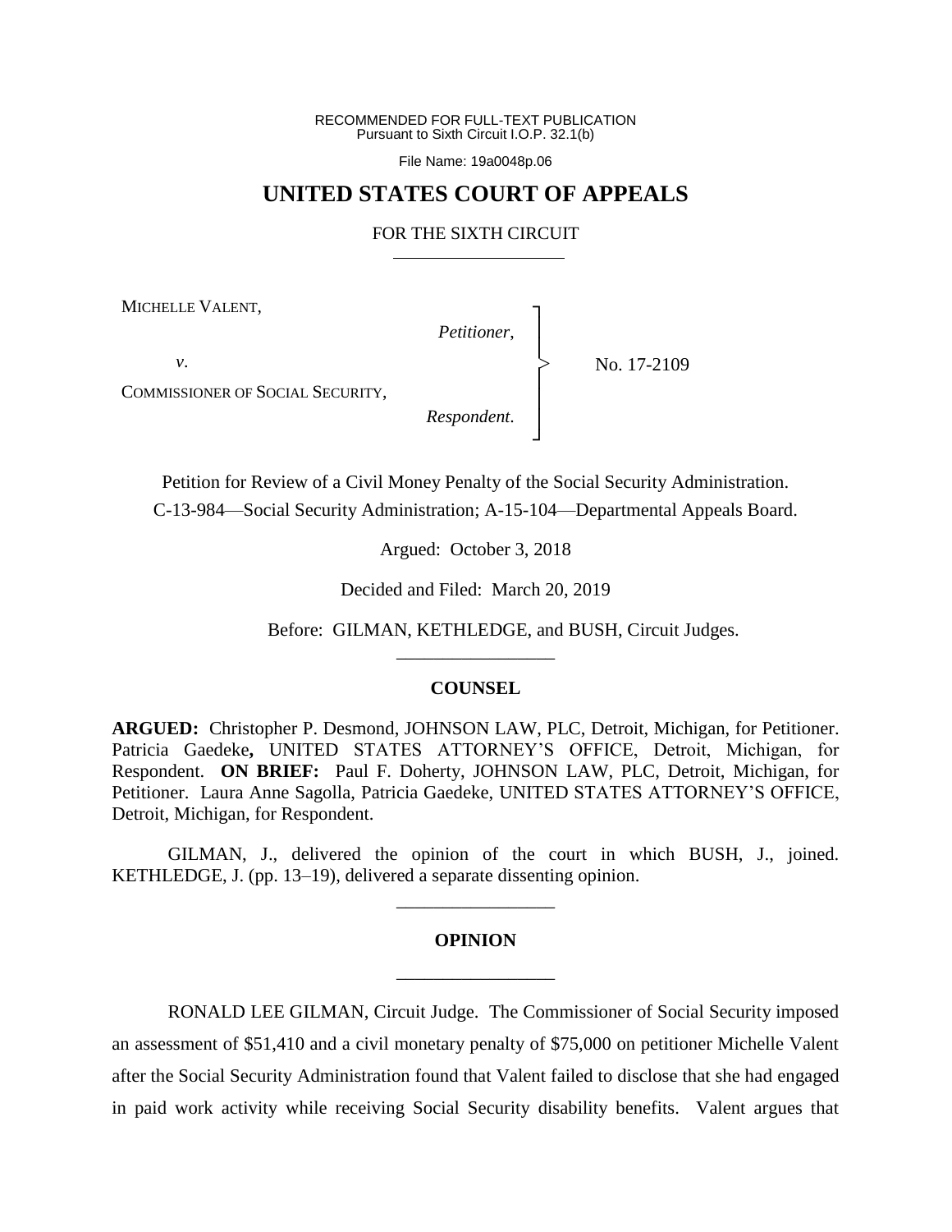RECOMMENDED FOR FULL-TEXT PUBLICATION
Pursuant to Sixth Circuit I.O.P. 32.1(b)

File Name: 19a0048p.06

# UNITED STATES COURT OF APPEALS

## FOR THE SIXTH CIRCUIT

MICHELLE VALENT,

*Petitioner*,

*v*.

COMMISSIONER OF SOCIAL SECURITY,

*Respondent*.

No. 17-2109

Petition for Review of a Civil Money Penalty of the Social Security Administration.
C-13-984—Social Security Administration; A-15-104—Departmental Appeals Board.

Argued: October 3, 2018

Decided and Filed: March 20, 2019

Before: GILMAN, KETHLEDGE, and BUSH, Circuit Judges.

## COUNSEL

**ARGUED:** Christopher P. Desmond, JOHNSON LAW, PLC, Detroit, Michigan, for Petitioner. Patricia Gaedeke**,** UNITED STATES ATTORNEY'S OFFICE, Detroit, Michigan, for Respondent. **ON BRIEF:** Paul F. Doherty, JOHNSON LAW, PLC, Detroit, Michigan, for Petitioner. Laura Anne Sagolla, Patricia Gaedeke, UNITED STATES ATTORNEY'S OFFICE, Detroit, Michigan, for Respondent.

GILMAN, J., delivered the opinion of the court in which BUSH, J., joined. KETHLEDGE, J. (pp. 13–19), delivered a separate dissenting opinion.

## OPINION

RONALD LEE GILMAN, Circuit Judge. The Commissioner of Social Security imposed an assessment of $51,410 and a civil monetary penalty of $75,000 on petitioner Michelle Valent after the Social Security Administration found that Valent failed to disclose that she had engaged in paid work activity while receiving Social Security disability benefits. Valent argues that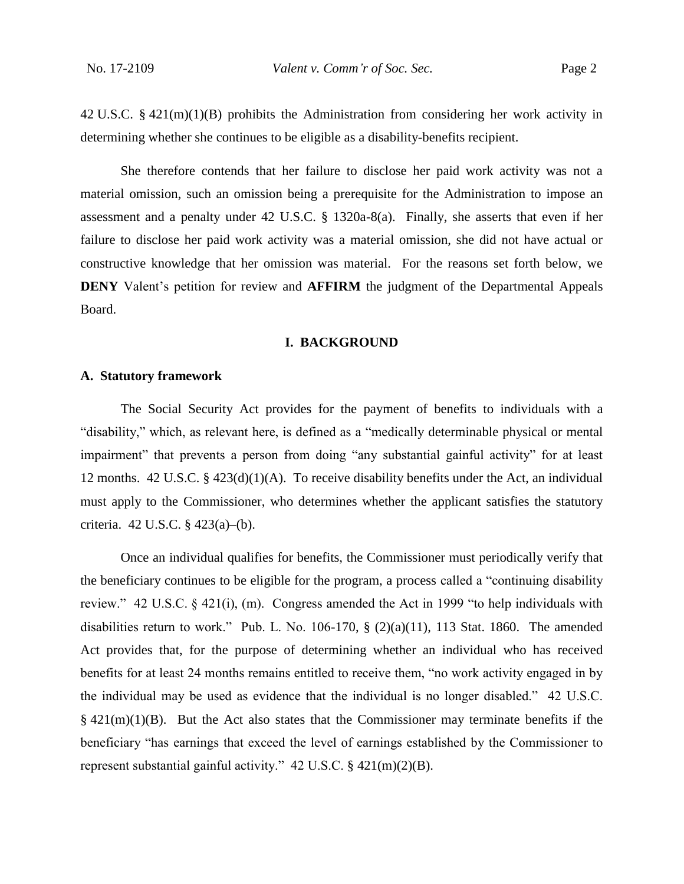42 U.S.C. § 421(m)(1)(B) prohibits the Administration from considering her work activity in determining whether she continues to be eligible as a disability-benefits recipient.

She therefore contends that her failure to disclose her paid work activity was not a material omission, such an omission being a prerequisite for the Administration to impose an assessment and a penalty under 42 U.S.C. § 1320a-8(a). Finally, she asserts that even if her failure to disclose her paid work activity was a material omission, she did not have actual or constructive knowledge that her omission was material. For the reasons set forth below, we **DENY** Valent's petition for review and **AFFIRM** the judgment of the Departmental Appeals Board.

## I. BACKGROUND

### A. Statutory framework

The Social Security Act provides for the payment of benefits to individuals with a "disability," which, as relevant here, is defined as a "medically determinable physical or mental impairment" that prevents a person from doing "any substantial gainful activity" for at least 12 months. 42 U.S.C. § 423(d)(1)(A). To receive disability benefits under the Act, an individual must apply to the Commissioner, who determines whether the applicant satisfies the statutory criteria. 42 U.S.C. § 423(a)–(b).

Once an individual qualifies for benefits, the Commissioner must periodically verify that the beneficiary continues to be eligible for the program, a process called a "continuing disability review." 42 U.S.C. § 421(i), (m). Congress amended the Act in 1999 "to help individuals with disabilities return to work." Pub. L. No. 106-170, § (2)(a)(11), 113 Stat. 1860. The amended Act provides that, for the purpose of determining whether an individual who has received benefits for at least 24 months remains entitled to receive them, "no work activity engaged in by the individual may be used as evidence that the individual is no longer disabled." 42 U.S.C. § 421(m)(1)(B). But the Act also states that the Commissioner may terminate benefits if the beneficiary "has earnings that exceed the level of earnings established by the Commissioner to represent substantial gainful activity." 42 U.S.C. § 421(m)(2)(B).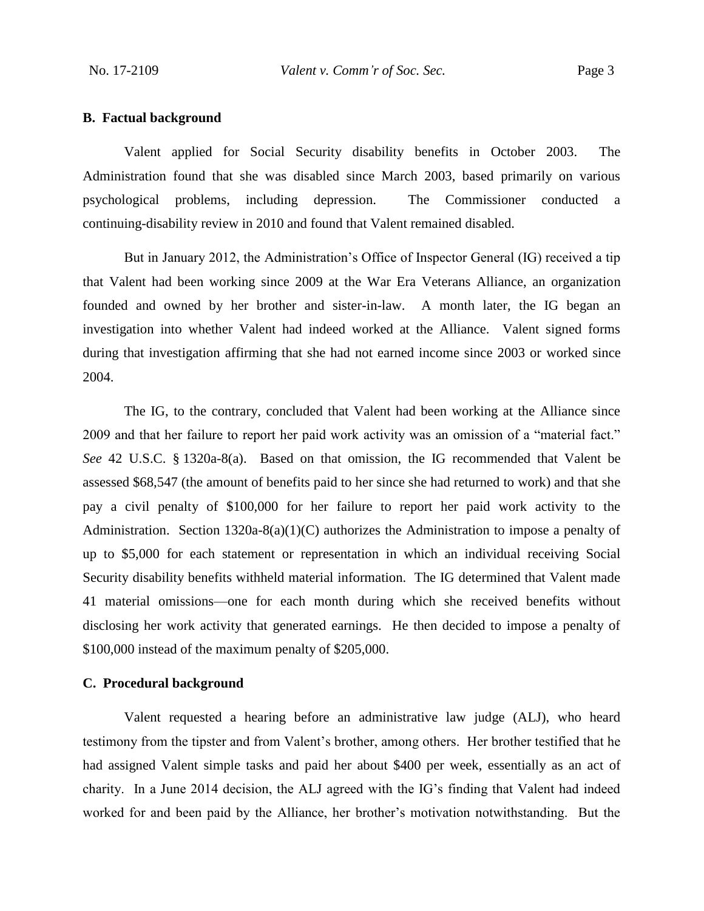### B. Factual background

Valent applied for Social Security disability benefits in October 2003. The Administration found that she was disabled since March 2003, based primarily on various psychological problems, including depression. The Commissioner conducted a continuing-disability review in 2010 and found that Valent remained disabled.

But in January 2012, the Administration's Office of Inspector General (IG) received a tip that Valent had been working since 2009 at the War Era Veterans Alliance, an organization founded and owned by her brother and sister-in-law. A month later, the IG began an investigation into whether Valent had indeed worked at the Alliance. Valent signed forms during that investigation affirming that she had not earned income since 2003 or worked since 2004.

The IG, to the contrary, concluded that Valent had been working at the Alliance since 2009 and that her failure to report her paid work activity was an omission of a "material fact." *See* 42 U.S.C. § 1320a-8(a). Based on that omission, the IG recommended that Valent be assessed $68,547 (the amount of benefits paid to her since she had returned to work) and that she pay a civil penalty of $100,000 for her failure to report her paid work activity to the Administration. Section 1320a-8(a)(1)(C) authorizes the Administration to impose a penalty of up to $5,000 for each statement or representation in which an individual receiving Social Security disability benefits withheld material information. The IG determined that Valent made 41 material omissions—one for each month during which she received benefits without disclosing her work activity that generated earnings. He then decided to impose a penalty of $100,000 instead of the maximum penalty of $205,000.

### C. Procedural background

Valent requested a hearing before an administrative law judge (ALJ), who heard testimony from the tipster and from Valent's brother, among others. Her brother testified that he had assigned Valent simple tasks and paid her about $400 per week, essentially as an act of charity. In a June 2014 decision, the ALJ agreed with the IG's finding that Valent had indeed worked for and been paid by the Alliance, her brother's motivation notwithstanding. But the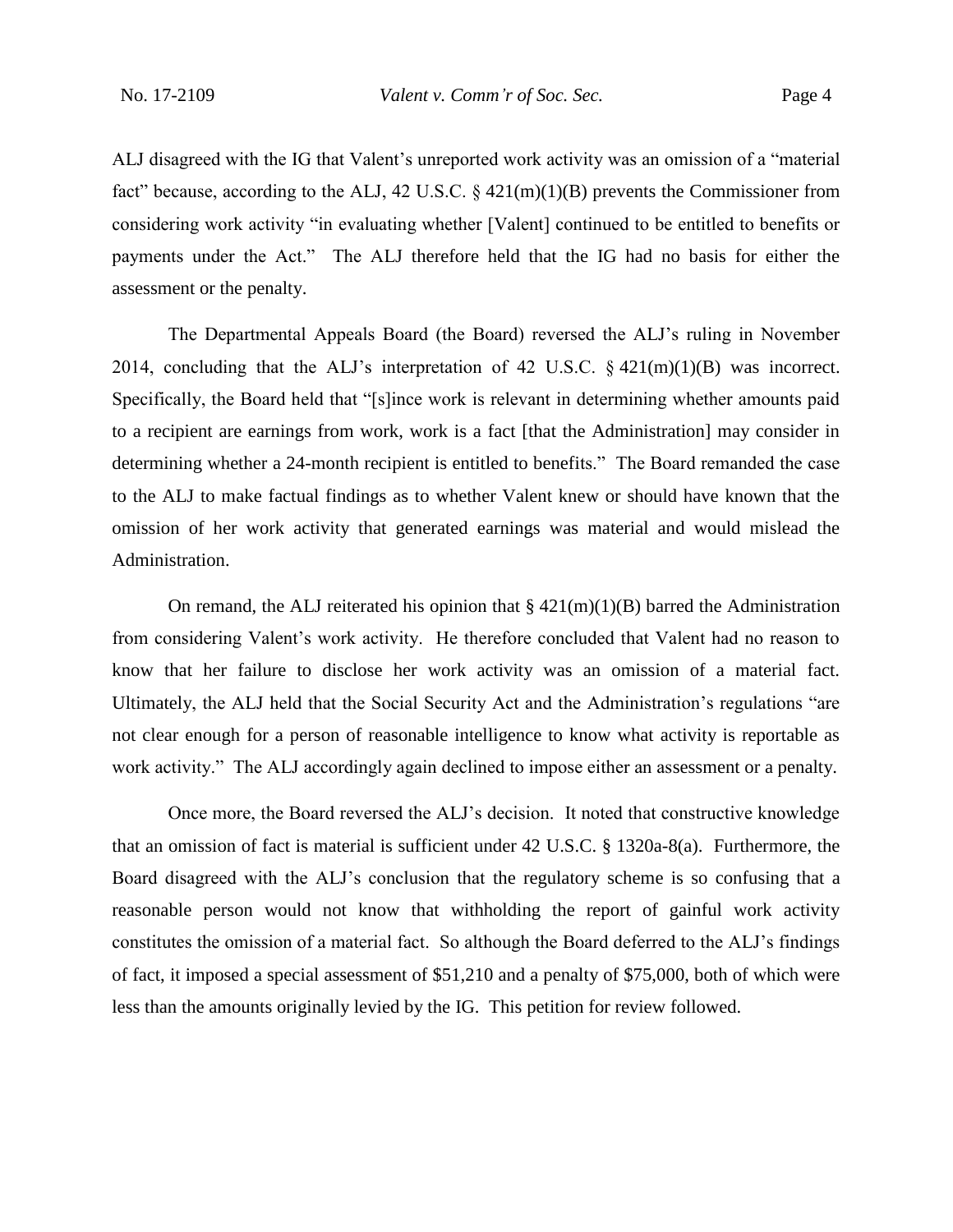ALJ disagreed with the IG that Valent's unreported work activity was an omission of a "material fact" because, according to the ALJ, 42 U.S.C. § 421(m)(1)(B) prevents the Commissioner from considering work activity "in evaluating whether [Valent] continued to be entitled to benefits or payments under the Act." The ALJ therefore held that the IG had no basis for either the assessment or the penalty.

The Departmental Appeals Board (the Board) reversed the ALJ's ruling in November 2014, concluding that the ALJ's interpretation of 42 U.S.C. § 421(m)(1)(B) was incorrect. Specifically, the Board held that "[s]ince work is relevant in determining whether amounts paid to a recipient are earnings from work, work is a fact [that the Administration] may consider in determining whether a 24-month recipient is entitled to benefits." The Board remanded the case to the ALJ to make factual findings as to whether Valent knew or should have known that the omission of her work activity that generated earnings was material and would mislead the Administration.

On remand, the ALJ reiterated his opinion that § 421(m)(1)(B) barred the Administration from considering Valent's work activity. He therefore concluded that Valent had no reason to know that her failure to disclose her work activity was an omission of a material fact. Ultimately, the ALJ held that the Social Security Act and the Administration's regulations "are not clear enough for a person of reasonable intelligence to know what activity is reportable as work activity." The ALJ accordingly again declined to impose either an assessment or a penalty.

Once more, the Board reversed the ALJ's decision. It noted that constructive knowledge that an omission of fact is material is sufficient under 42 U.S.C. § 1320a-8(a). Furthermore, the Board disagreed with the ALJ's conclusion that the regulatory scheme is so confusing that a reasonable person would not know that withholding the report of gainful work activity constitutes the omission of a material fact. So although the Board deferred to the ALJ's findings of fact, it imposed a special assessment of $51,210 and a penalty of $75,000, both of which were less than the amounts originally levied by the IG. This petition for review followed.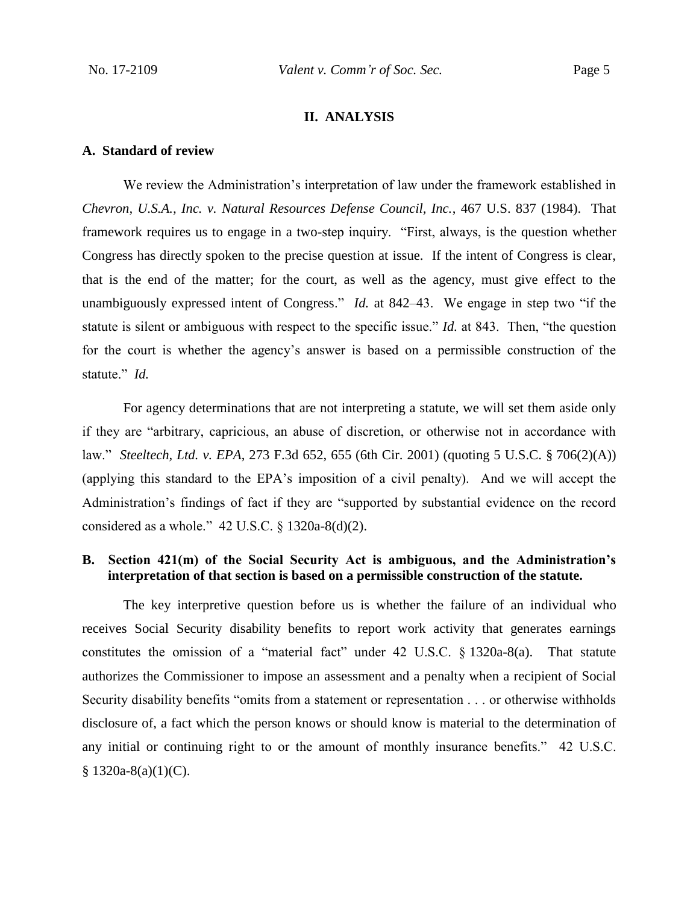## II. ANALYSIS

### A. Standard of review

We review the Administration's interpretation of law under the framework established in *Chevron, U.S.A., Inc. v. Natural Resources Defense Council, Inc.*, 467 U.S. 837 (1984). That framework requires us to engage in a two-step inquiry. "First, always, is the question whether Congress has directly spoken to the precise question at issue. If the intent of Congress is clear, that is the end of the matter; for the court, as well as the agency, must give effect to the unambiguously expressed intent of Congress." *Id.* at 842–43. We engage in step two "if the statute is silent or ambiguous with respect to the specific issue." *Id.* at 843. Then, "the question for the court is whether the agency's answer is based on a permissible construction of the statute." *Id.*

For agency determinations that are not interpreting a statute, we will set them aside only if they are "arbitrary, capricious, an abuse of discretion, or otherwise not in accordance with law." *Steeltech, Ltd. v. EPA*, 273 F.3d 652, 655 (6th Cir. 2001) (quoting 5 U.S.C. § 706(2)(A)) (applying this standard to the EPA's imposition of a civil penalty). And we will accept the Administration's findings of fact if they are "supported by substantial evidence on the record considered as a whole." 42 U.S.C. § 1320a-8(d)(2).

### B. Section 421(m) of the Social Security Act is ambiguous, and the Administration's interpretation of that section is based on a permissible construction of the statute.

The key interpretive question before us is whether the failure of an individual who receives Social Security disability benefits to report work activity that generates earnings constitutes the omission of a "material fact" under 42 U.S.C. § 1320a-8(a). That statute authorizes the Commissioner to impose an assessment and a penalty when a recipient of Social Security disability benefits "omits from a statement or representation . . . or otherwise withholds disclosure of, a fact which the person knows or should know is material to the determination of any initial or continuing right to or the amount of monthly insurance benefits." 42 U.S.C. § 1320a-8(a)(1)(C).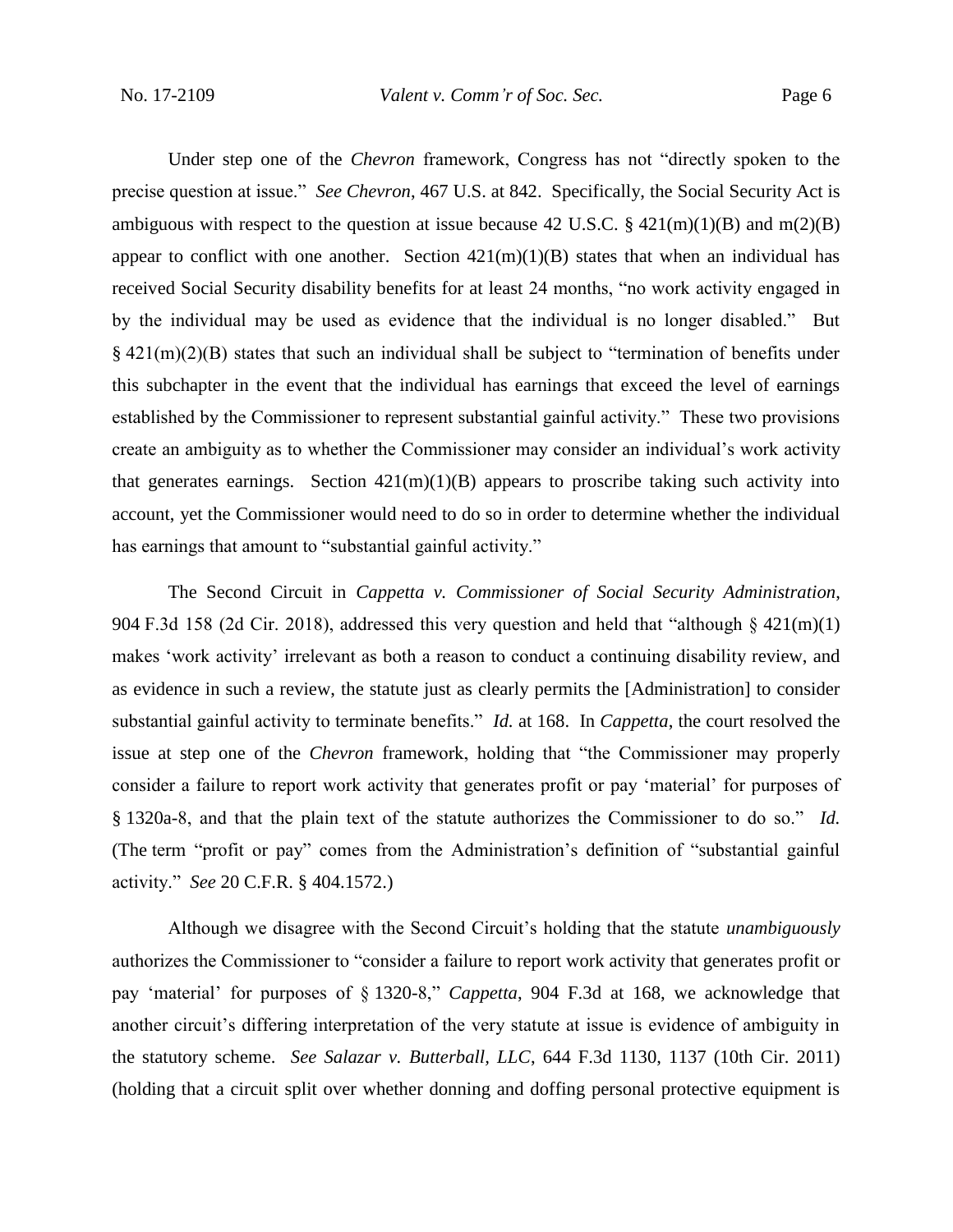Under step one of the *Chevron* framework, Congress has not "directly spoken to the precise question at issue." *See Chevron*, 467 U.S. at 842. Specifically, the Social Security Act is ambiguous with respect to the question at issue because 42 U.S.C. § 421(m)(1)(B) and m(2)(B) appear to conflict with one another. Section 421(m)(1)(B) states that when an individual has received Social Security disability benefits for at least 24 months, "no work activity engaged in by the individual may be used as evidence that the individual is no longer disabled." But § 421(m)(2)(B) states that such an individual shall be subject to "termination of benefits under this subchapter in the event that the individual has earnings that exceed the level of earnings established by the Commissioner to represent substantial gainful activity." These two provisions create an ambiguity as to whether the Commissioner may consider an individual's work activity that generates earnings. Section 421(m)(1)(B) appears to proscribe taking such activity into account, yet the Commissioner would need to do so in order to determine whether the individual has earnings that amount to "substantial gainful activity."

The Second Circuit in *Cappetta v. Commissioner of Social Security Administration*, 904 F.3d 158 (2d Cir. 2018), addressed this very question and held that "although § 421(m)(1) makes 'work activity' irrelevant as both a reason to conduct a continuing disability review, and as evidence in such a review, the statute just as clearly permits the [Administration] to consider substantial gainful activity to terminate benefits." *Id.* at 168. In *Cappetta*, the court resolved the issue at step one of the *Chevron* framework, holding that "the Commissioner may properly consider a failure to report work activity that generates profit or pay 'material' for purposes of § 1320a-8, and that the plain text of the statute authorizes the Commissioner to do so." *Id.* (The term "profit or pay" comes from the Administration's definition of "substantial gainful activity." *See* 20 C.F.R. § 404.1572.)

Although we disagree with the Second Circuit's holding that the statute *unambiguously* authorizes the Commissioner to "consider a failure to report work activity that generates profit or pay 'material' for purposes of § 1320-8," *Cappetta*, 904 F.3d at 168, we acknowledge that another circuit's differing interpretation of the very statute at issue is evidence of ambiguity in the statutory scheme. *See Salazar v. Butterball, LLC*, 644 F.3d 1130, 1137 (10th Cir. 2011) (holding that a circuit split over whether donning and doffing personal protective equipment is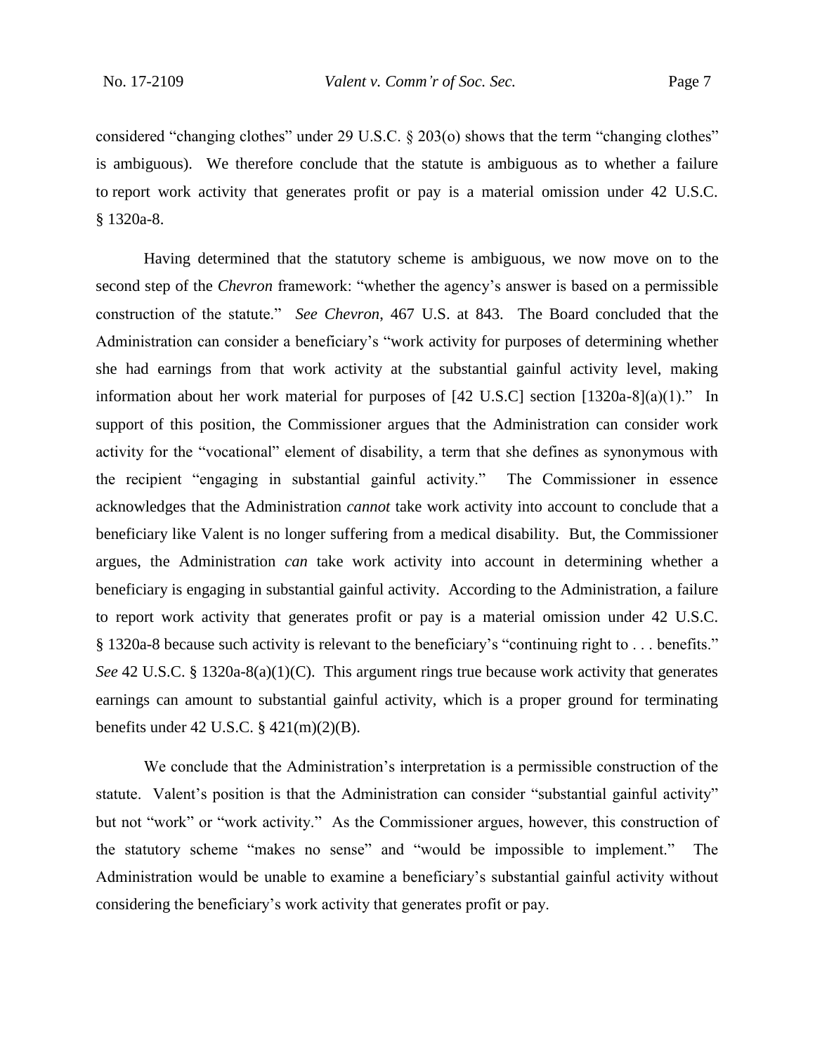considered "changing clothes" under 29 U.S.C. § 203(o) shows that the term "changing clothes" is ambiguous). We therefore conclude that the statute is ambiguous as to whether a failure to report work activity that generates profit or pay is a material omission under 42 U.S.C. § 1320a-8.

Having determined that the statutory scheme is ambiguous, we now move on to the second step of the *Chevron* framework: "whether the agency's answer is based on a permissible construction of the statute." *See Chevron*, 467 U.S. at 843. The Board concluded that the Administration can consider a beneficiary's "work activity for purposes of determining whether she had earnings from that work activity at the substantial gainful activity level, making information about her work material for purposes of [42 U.S.C] section [1320a-8](a)(1)." In support of this position, the Commissioner argues that the Administration can consider work activity for the "vocational" element of disability, a term that she defines as synonymous with the recipient "engaging in substantial gainful activity." The Commissioner in essence acknowledges that the Administration *cannot* take work activity into account to conclude that a beneficiary like Valent is no longer suffering from a medical disability. But, the Commissioner argues, the Administration *can* take work activity into account in determining whether a beneficiary is engaging in substantial gainful activity. According to the Administration, a failure to report work activity that generates profit or pay is a material omission under 42 U.S.C. § 1320a-8 because such activity is relevant to the beneficiary's "continuing right to . . . benefits." *See* 42 U.S.C. § 1320a-8(a)(1)(C). This argument rings true because work activity that generates earnings can amount to substantial gainful activity, which is a proper ground for terminating benefits under 42 U.S.C. § 421(m)(2)(B).

We conclude that the Administration's interpretation is a permissible construction of the statute. Valent's position is that the Administration can consider "substantial gainful activity" but not "work" or "work activity." As the Commissioner argues, however, this construction of the statutory scheme "makes no sense" and "would be impossible to implement." The Administration would be unable to examine a beneficiary's substantial gainful activity without considering the beneficiary's work activity that generates profit or pay.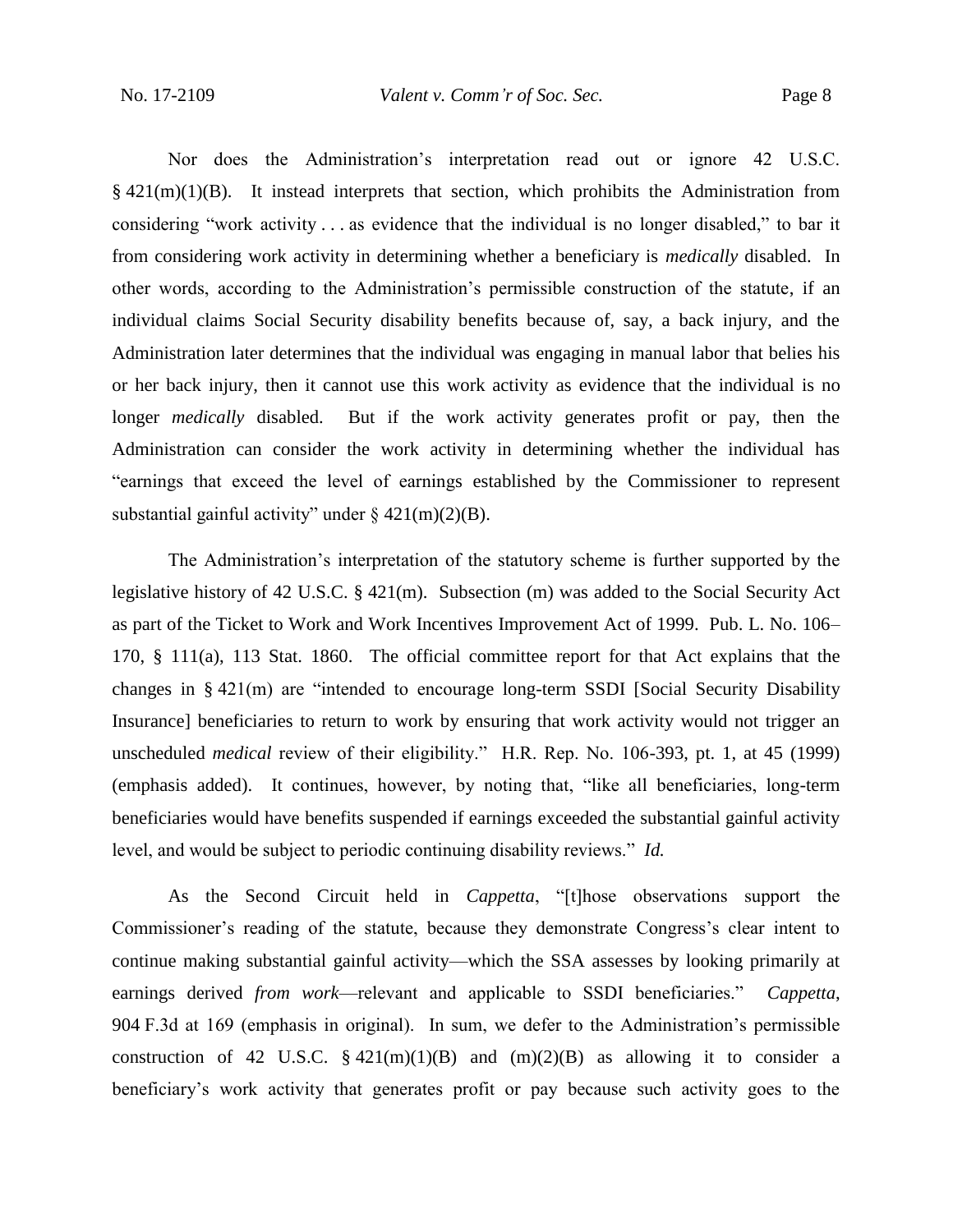Nor does the Administration's interpretation read out or ignore 42 U.S.C. § 421(m)(1)(B). It instead interprets that section, which prohibits the Administration from considering "work activity . . . as evidence that the individual is no longer disabled," to bar it from considering work activity in determining whether a beneficiary is *medically* disabled. In other words, according to the Administration's permissible construction of the statute, if an individual claims Social Security disability benefits because of, say, a back injury, and the Administration later determines that the individual was engaging in manual labor that belies his or her back injury, then it cannot use this work activity as evidence that the individual is no longer *medically* disabled. But if the work activity generates profit or pay, then the Administration can consider the work activity in determining whether the individual has "earnings that exceed the level of earnings established by the Commissioner to represent substantial gainful activity" under § 421(m)(2)(B).

The Administration's interpretation of the statutory scheme is further supported by the legislative history of 42 U.S.C. § 421(m). Subsection (m) was added to the Social Security Act as part of the Ticket to Work and Work Incentives Improvement Act of 1999. Pub. L. No. 106–170, § 111(a), 113 Stat. 1860. The official committee report for that Act explains that the changes in § 421(m) are "intended to encourage long-term SSDI [Social Security Disability Insurance] beneficiaries to return to work by ensuring that work activity would not trigger an unscheduled *medical* review of their eligibility." H.R. Rep. No. 106-393, pt. 1, at 45 (1999) (emphasis added). It continues, however, by noting that, "like all beneficiaries, long-term beneficiaries would have benefits suspended if earnings exceeded the substantial gainful activity level, and would be subject to periodic continuing disability reviews." *Id.*

As the Second Circuit held in *Cappetta*, "[t]hose observations support the Commissioner's reading of the statute, because they demonstrate Congress's clear intent to continue making substantial gainful activity—which the SSA assesses by looking primarily at earnings derived *from work*—relevant and applicable to SSDI beneficiaries." *Cappetta*, 904 F.3d at 169 (emphasis in original). In sum, we defer to the Administration's permissible construction of 42 U.S.C. § 421(m)(1)(B) and (m)(2)(B) as allowing it to consider a beneficiary's work activity that generates profit or pay because such activity goes to the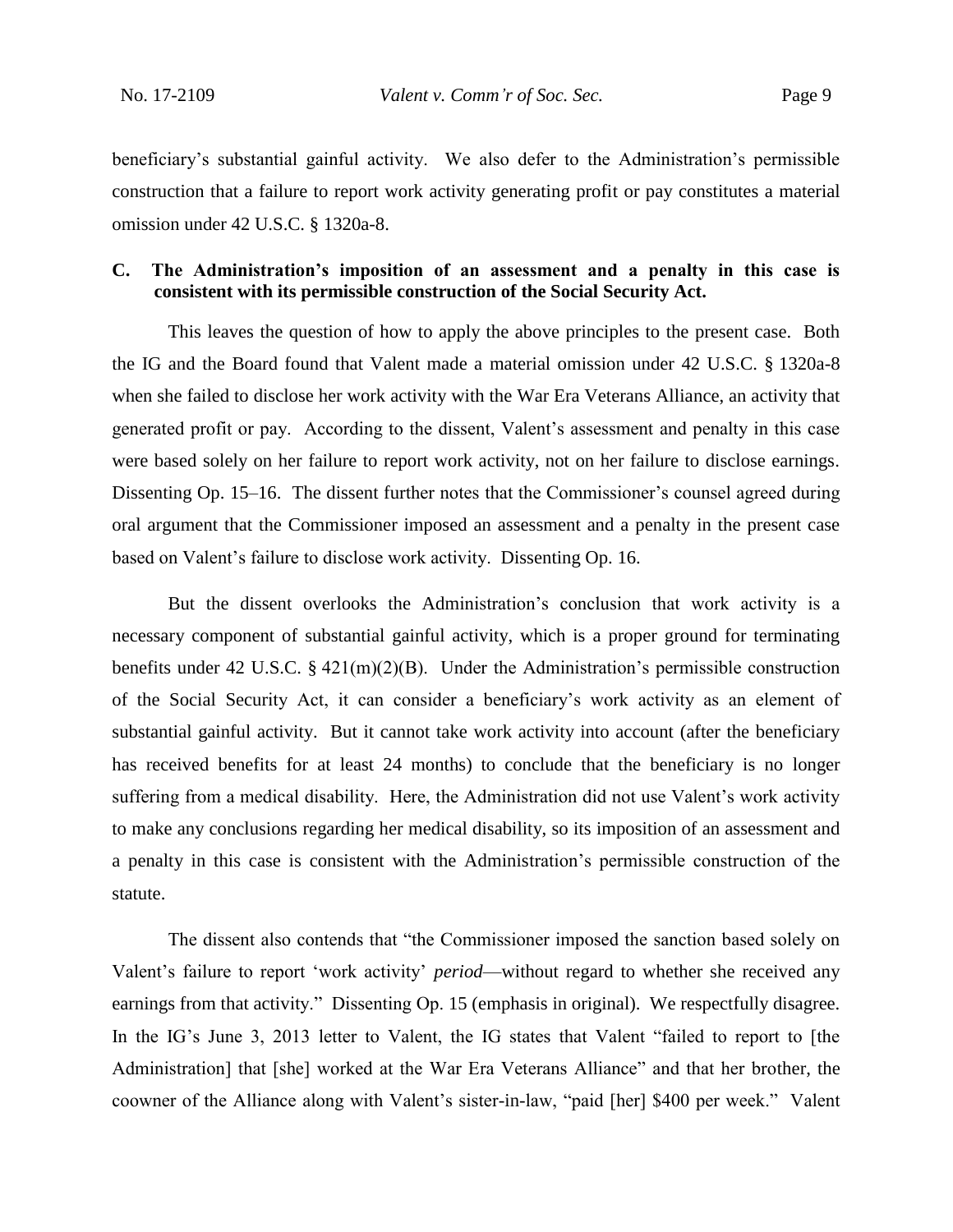beneficiary's substantial gainful activity. We also defer to the Administration's permissible construction that a failure to report work activity generating profit or pay constitutes a material omission under 42 U.S.C. § 1320a-8.

### C. The Administration's imposition of an assessment and a penalty in this case is consistent with its permissible construction of the Social Security Act.

This leaves the question of how to apply the above principles to the present case. Both the IG and the Board found that Valent made a material omission under 42 U.S.C. § 1320a-8 when she failed to disclose her work activity with the War Era Veterans Alliance, an activity that generated profit or pay. According to the dissent, Valent's assessment and penalty in this case were based solely on her failure to report work activity, not on her failure to disclose earnings. Dissenting Op. 15–16. The dissent further notes that the Commissioner's counsel agreed during oral argument that the Commissioner imposed an assessment and a penalty in the present case based on Valent's failure to disclose work activity. Dissenting Op. 16.

But the dissent overlooks the Administration's conclusion that work activity is a necessary component of substantial gainful activity, which is a proper ground for terminating benefits under 42 U.S.C. § 421(m)(2)(B). Under the Administration's permissible construction of the Social Security Act, it can consider a beneficiary's work activity as an element of substantial gainful activity. But it cannot take work activity into account (after the beneficiary has received benefits for at least 24 months) to conclude that the beneficiary is no longer suffering from a medical disability. Here, the Administration did not use Valent's work activity to make any conclusions regarding her medical disability, so its imposition of an assessment and a penalty in this case is consistent with the Administration's permissible construction of the statute.

The dissent also contends that "the Commissioner imposed the sanction based solely on Valent's failure to report 'work activity' *period*—without regard to whether she received any earnings from that activity." Dissenting Op. 15 (emphasis in original). We respectfully disagree. In the IG's June 3, 2013 letter to Valent, the IG states that Valent "failed to report to [the Administration] that [she] worked at the War Era Veterans Alliance" and that her brother, the coowner of the Alliance along with Valent's sister-in-law, "paid [her] $400 per week." Valent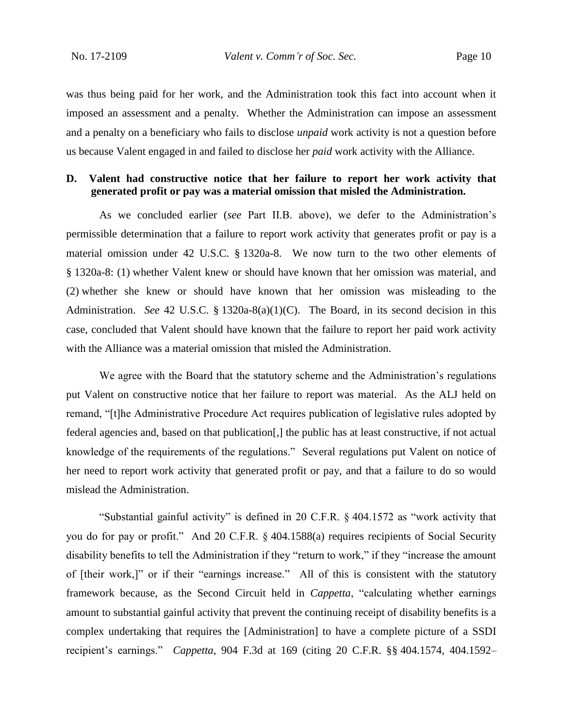was thus being paid for her work, and the Administration took this fact into account when it imposed an assessment and a penalty. Whether the Administration can impose an assessment and a penalty on a beneficiary who fails to disclose *unpaid* work activity is not a question before us because Valent engaged in and failed to disclose her *paid* work activity with the Alliance.

### D. Valent had constructive notice that her failure to report her work activity that generated profit or pay was a material omission that misled the Administration.

As we concluded earlier (*see* Part II.B. above), we defer to the Administration's permissible determination that a failure to report work activity that generates profit or pay is a material omission under 42 U.S.C. § 1320a-8. We now turn to the two other elements of § 1320a-8: (1) whether Valent knew or should have known that her omission was material, and (2) whether she knew or should have known that her omission was misleading to the Administration. *See* 42 U.S.C. § 1320a-8(a)(1)(C). The Board, in its second decision in this case, concluded that Valent should have known that the failure to report her paid work activity with the Alliance was a material omission that misled the Administration.

We agree with the Board that the statutory scheme and the Administration's regulations put Valent on constructive notice that her failure to report was material. As the ALJ held on remand, "[t]he Administrative Procedure Act requires publication of legislative rules adopted by federal agencies and, based on that publication[,] the public has at least constructive, if not actual knowledge of the requirements of the regulations." Several regulations put Valent on notice of her need to report work activity that generated profit or pay, and that a failure to do so would mislead the Administration.

"Substantial gainful activity" is defined in 20 C.F.R. § 404.1572 as "work activity that you do for pay or profit." And 20 C.F.R. § 404.1588(a) requires recipients of Social Security disability benefits to tell the Administration if they "return to work," if they "increase the amount of [their work,]" or if their "earnings increase." All of this is consistent with the statutory framework because, as the Second Circuit held in *Cappetta*, "calculating whether earnings amount to substantial gainful activity that prevent the continuing receipt of disability benefits is a complex undertaking that requires the [Administration] to have a complete picture of a SSDI recipient's earnings." *Cappetta*, 904 F.3d at 169 (citing 20 C.F.R. §§ 404.1574, 404.1592–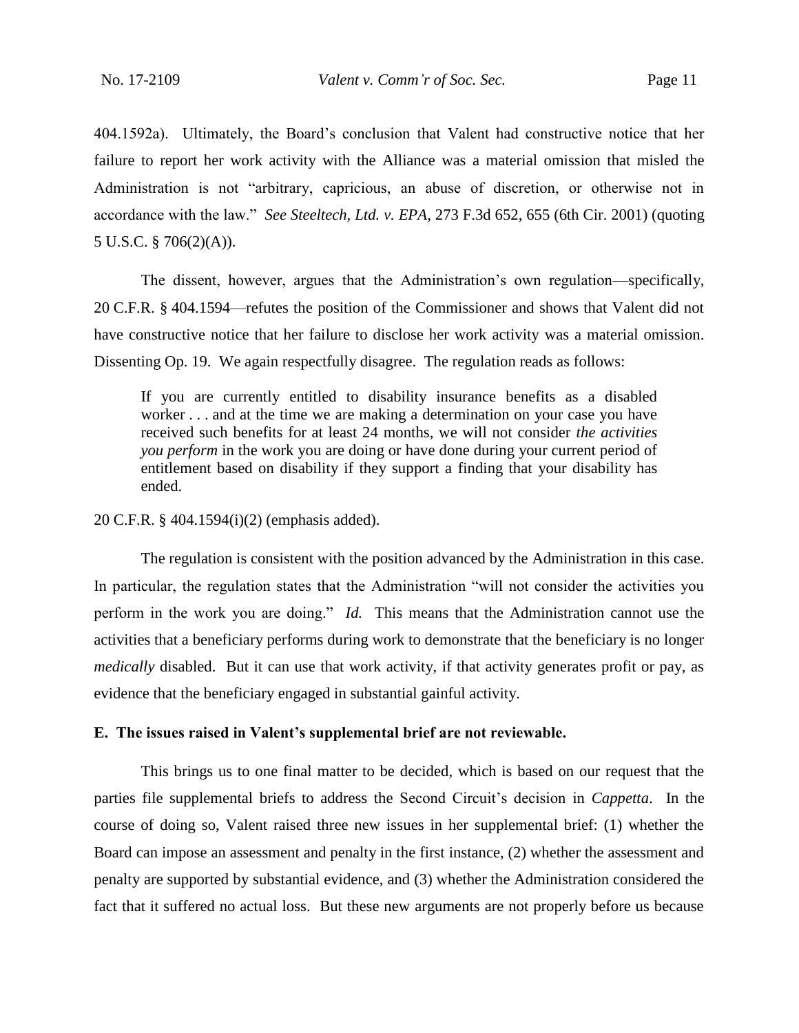404.1592a). Ultimately, the Board's conclusion that Valent had constructive notice that her failure to report her work activity with the Alliance was a material omission that misled the Administration is not "arbitrary, capricious, an abuse of discretion, or otherwise not in accordance with the law." *See Steeltech, Ltd. v. EPA*, 273 F.3d 652, 655 (6th Cir. 2001) (quoting 5 U.S.C. § 706(2)(A)).

The dissent, however, argues that the Administration's own regulation—specifically, 20 C.F.R. § 404.1594—refutes the position of the Commissioner and shows that Valent did not have constructive notice that her failure to disclose her work activity was a material omission. Dissenting Op. 19. We again respectfully disagree. The regulation reads as follows:

> If you are currently entitled to disability insurance benefits as a disabled worker . . . and at the time we are making a determination on your case you have received such benefits for at least 24 months, we will not consider *the activities you perform* in the work you are doing or have done during your current period of entitlement based on disability if they support a finding that your disability has ended.

20 C.F.R. § 404.1594(i)(2) (emphasis added).

The regulation is consistent with the position advanced by the Administration in this case. In particular, the regulation states that the Administration "will not consider the activities you perform in the work you are doing." *Id.* This means that the Administration cannot use the activities that a beneficiary performs during work to demonstrate that the beneficiary is no longer *medically* disabled. But it can use that work activity, if that activity generates profit or pay, as evidence that the beneficiary engaged in substantial gainful activity.

**E. The issues raised in Valent's supplemental brief are not reviewable.**

This brings us to one final matter to be decided, which is based on our request that the parties file supplemental briefs to address the Second Circuit's decision in *Cappetta*. In the course of doing so, Valent raised three new issues in her supplemental brief: (1) whether the Board can impose an assessment and penalty in the first instance, (2) whether the assessment and penalty are supported by substantial evidence, and (3) whether the Administration considered the fact that it suffered no actual loss. But these new arguments are not properly before us because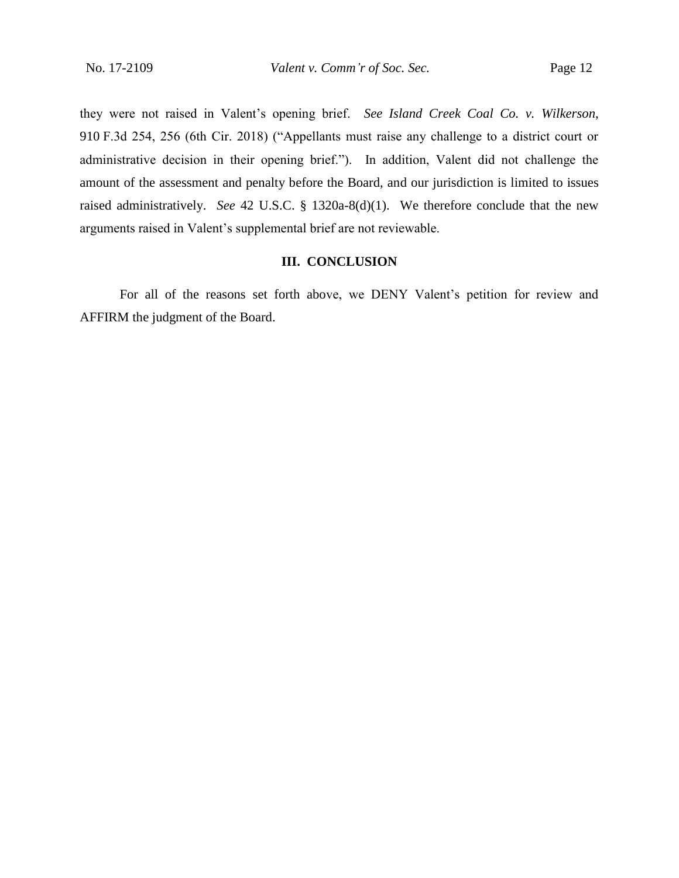they were not raised in Valent's opening brief. *See Island Creek Coal Co. v. Wilkerson*, 910 F.3d 254, 256 (6th Cir. 2018) ("Appellants must raise any challenge to a district court or administrative decision in their opening brief."). In addition, Valent did not challenge the amount of the assessment and penalty before the Board, and our jurisdiction is limited to issues raised administratively. *See* 42 U.S.C. § 1320a-8(d)(1). We therefore conclude that the new arguments raised in Valent's supplemental brief are not reviewable.

## III. CONCLUSION

For all of the reasons set forth above, we DENY Valent's petition for review and AFFIRM the judgment of the Board.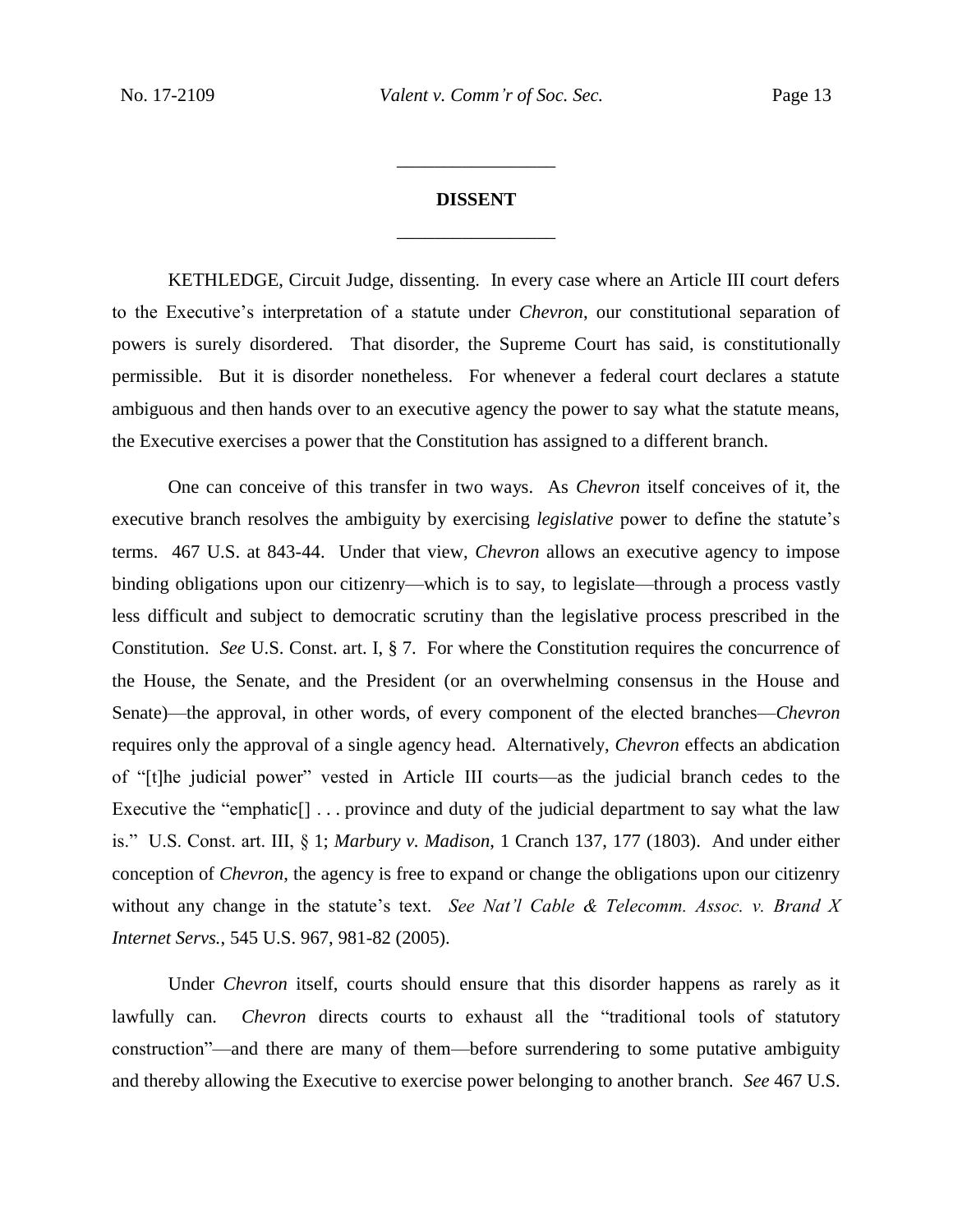## DISSENT

KETHLEDGE, Circuit Judge, dissenting. In every case where an Article III court defers to the Executive's interpretation of a statute under *Chevron*, our constitutional separation of powers is surely disordered. That disorder, the Supreme Court has said, is constitutionally permissible. But it is disorder nonetheless. For whenever a federal court declares a statute ambiguous and then hands over to an executive agency the power to say what the statute means, the Executive exercises a power that the Constitution has assigned to a different branch.

One can conceive of this transfer in two ways. As *Chevron* itself conceives of it, the executive branch resolves the ambiguity by exercising *legislative* power to define the statute's terms. 467 U.S. at 843-44. Under that view, *Chevron* allows an executive agency to impose binding obligations upon our citizenry—which is to say, to legislate—through a process vastly less difficult and subject to democratic scrutiny than the legislative process prescribed in the Constitution. *See* U.S. Const. art. I, § 7. For where the Constitution requires the concurrence of the House, the Senate, and the President (or an overwhelming consensus in the House and Senate)—the approval, in other words, of every component of the elected branches—*Chevron* requires only the approval of a single agency head. Alternatively, *Chevron* effects an abdication of "[t]he judicial power" vested in Article III courts—as the judicial branch cedes to the Executive the "emphatic[] . . . province and duty of the judicial department to say what the law is." U.S. Const. art. III, § 1; *Marbury v. Madison*, 1 Cranch 137, 177 (1803). And under either conception of *Chevron*, the agency is free to expand or change the obligations upon our citizenry without any change in the statute's text. *See Nat'l Cable & Telecomm. Assoc. v. Brand X Internet Servs.*, 545 U.S. 967, 981-82 (2005).

Under *Chevron* itself, courts should ensure that this disorder happens as rarely as it lawfully can. *Chevron* directs courts to exhaust all the "traditional tools of statutory construction"—and there are many of them—before surrendering to some putative ambiguity and thereby allowing the Executive to exercise power belonging to another branch. *See* 467 U.S.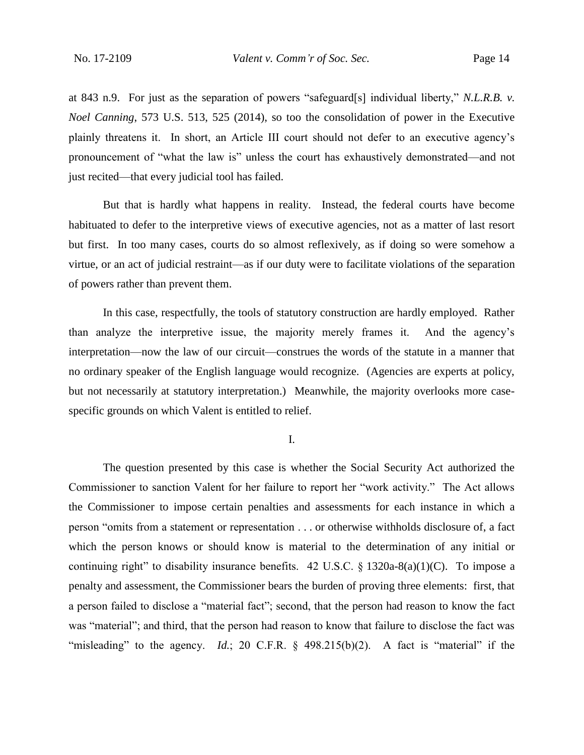at 843 n.9. For just as the separation of powers "safeguard[s] individual liberty," *N.L.R.B. v. Noel Canning*, 573 U.S. 513, 525 (2014), so too the consolidation of power in the Executive plainly threatens it. In short, an Article III court should not defer to an executive agency's pronouncement of "what the law is" unless the court has exhaustively demonstrated—and not just recited—that every judicial tool has failed.

But that is hardly what happens in reality. Instead, the federal courts have become habituated to defer to the interpretive views of executive agencies, not as a matter of last resort but first. In too many cases, courts do so almost reflexively, as if doing so were somehow a virtue, or an act of judicial restraint—as if our duty were to facilitate violations of the separation of powers rather than prevent them.

In this case, respectfully, the tools of statutory construction are hardly employed. Rather than analyze the interpretive issue, the majority merely frames it. And the agency's interpretation—now the law of our circuit—construes the words of the statute in a manner that no ordinary speaker of the English language would recognize. (Agencies are experts at policy, but not necessarily at statutory interpretation.) Meanwhile, the majority overlooks more case-specific grounds on which Valent is entitled to relief.

## I.

The question presented by this case is whether the Social Security Act authorized the Commissioner to sanction Valent for her failure to report her "work activity." The Act allows the Commissioner to impose certain penalties and assessments for each instance in which a person "omits from a statement or representation . . . or otherwise withholds disclosure of, a fact which the person knows or should know is material to the determination of any initial or continuing right" to disability insurance benefits. 42 U.S.C. § 1320a-8(a)(1)(C). To impose a penalty and assessment, the Commissioner bears the burden of proving three elements: first, that a person failed to disclose a "material fact"; second, that the person had reason to know the fact was "material"; and third, that the person had reason to know that failure to disclose the fact was "misleading" to the agency. *Id.*; 20 C.F.R. § 498.215(b)(2). A fact is "material" if the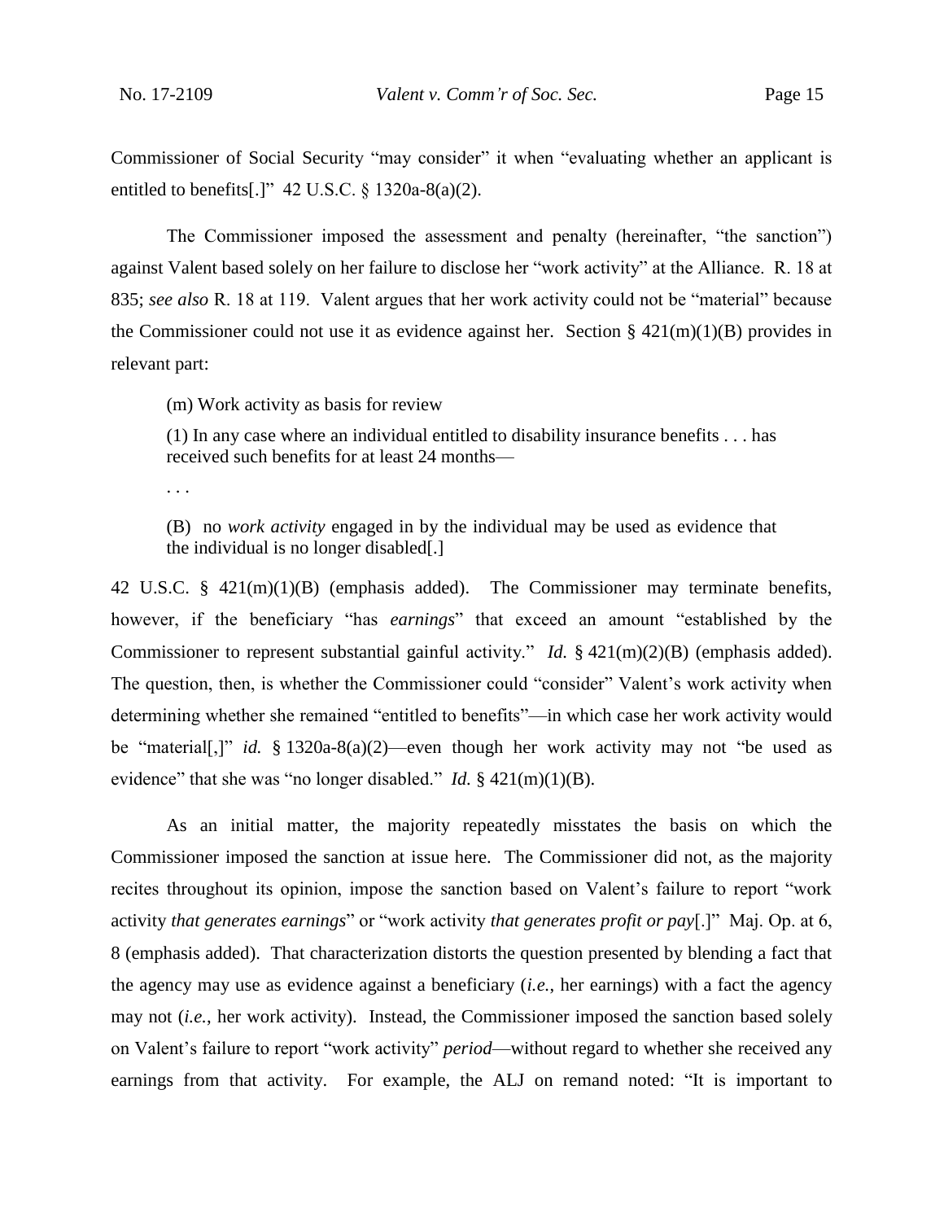Commissioner of Social Security "may consider" it when "evaluating whether an applicant is entitled to benefits[.]" 42 U.S.C. § 1320a-8(a)(2).

The Commissioner imposed the assessment and penalty (hereinafter, "the sanction") against Valent based solely on her failure to disclose her "work activity" at the Alliance. R. 18 at 835; *see also* R. 18 at 119. Valent argues that her work activity could not be "material" because the Commissioner could not use it as evidence against her. Section § 421(m)(1)(B) provides in relevant part:

> (m) Work activity as basis for review
>
> (1) In any case where an individual entitled to disability insurance benefits . . . has received such benefits for at least 24 months—
>
> . . .
>
> (B) no *work activity* engaged in by the individual may be used as evidence that the individual is no longer disabled[.]

42 U.S.C. § 421(m)(1)(B) (emphasis added). The Commissioner may terminate benefits, however, if the beneficiary "has *earnings*" that exceed an amount "established by the Commissioner to represent substantial gainful activity." *Id.* § 421(m)(2)(B) (emphasis added). The question, then, is whether the Commissioner could "consider" Valent's work activity when determining whether she remained "entitled to benefits"—in which case her work activity would be "material[,]" *id.* § 1320a-8(a)(2)—even though her work activity may not "be used as evidence" that she was "no longer disabled." *Id.* § 421(m)(1)(B).

As an initial matter, the majority repeatedly misstates the basis on which the Commissioner imposed the sanction at issue here. The Commissioner did not, as the majority recites throughout its opinion, impose the sanction based on Valent's failure to report "work activity *that generates earnings*" or "work activity *that generates profit or pay*[.]" Maj. Op. at 6, 8 (emphasis added). That characterization distorts the question presented by blending a fact that the agency may use as evidence against a beneficiary (*i.e.*, her earnings) with a fact the agency may not (*i.e.*, her work activity). Instead, the Commissioner imposed the sanction based solely on Valent's failure to report "work activity" *period*—without regard to whether she received any earnings from that activity. For example, the ALJ on remand noted: "It is important to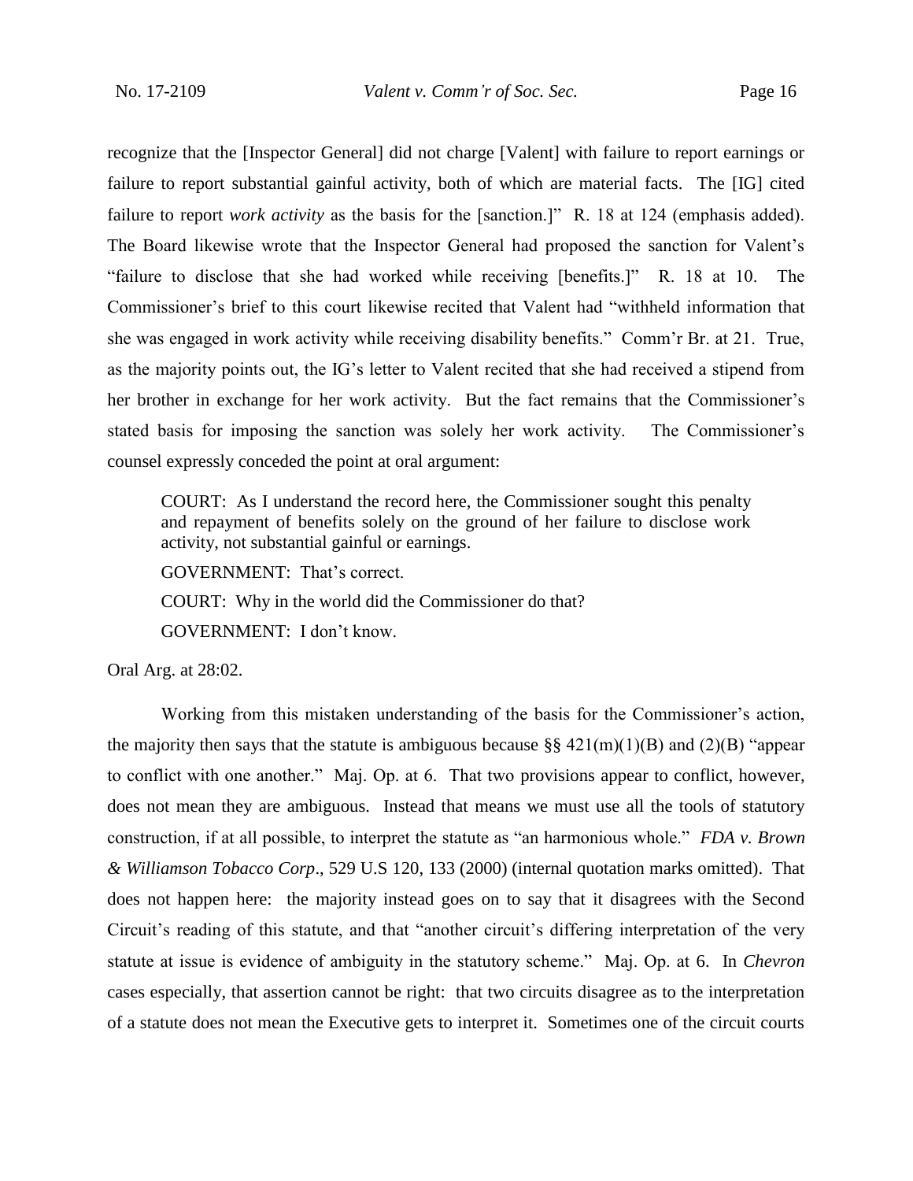recognize that the [Inspector General] did not charge [Valent] with failure to report earnings or failure to report substantial gainful activity, both of which are material facts. The [IG] cited failure to report *work activity* as the basis for the [sanction.]" R. 18 at 124 (emphasis added). The Board likewise wrote that the Inspector General had proposed the sanction for Valent's "failure to disclose that she had worked while receiving [benefits.]" R. 18 at 10. The Commissioner's brief to this court likewise recited that Valent had "withheld information that she was engaged in work activity while receiving disability benefits." Comm'r Br. at 21. True, as the majority points out, the IG's letter to Valent recited that she had received a stipend from her brother in exchange for her work activity. But the fact remains that the Commissioner's stated basis for imposing the sanction was solely her work activity. The Commissioner's counsel expressly conceded the point at oral argument:

> COURT: As I understand the record here, the Commissioner sought this penalty and repayment of benefits solely on the ground of her failure to disclose work activity, not substantial gainful or earnings.
>
> GOVERNMENT: That's correct.
>
> COURT: Why in the world did the Commissioner do that?
>
> GOVERNMENT: I don't know.

Oral Arg. at 28:02.

Working from this mistaken understanding of the basis for the Commissioner's action, the majority then says that the statute is ambiguous because §§ 421(m)(1)(B) and (2)(B) "appear to conflict with one another." Maj. Op. at 6. That two provisions appear to conflict, however, does not mean they are ambiguous. Instead that means we must use all the tools of statutory construction, if at all possible, to interpret the statute as "an harmonious whole." *FDA v. Brown & Williamson Tobacco Corp*., 529 U.S 120, 133 (2000) (internal quotation marks omitted). That does not happen here: the majority instead goes on to say that it disagrees with the Second Circuit's reading of this statute, and that "another circuit's differing interpretation of the very statute at issue is evidence of ambiguity in the statutory scheme." Maj. Op. at 6. In *Chevron* cases especially, that assertion cannot be right: that two circuits disagree as to the interpretation of a statute does not mean the Executive gets to interpret it. Sometimes one of the circuit courts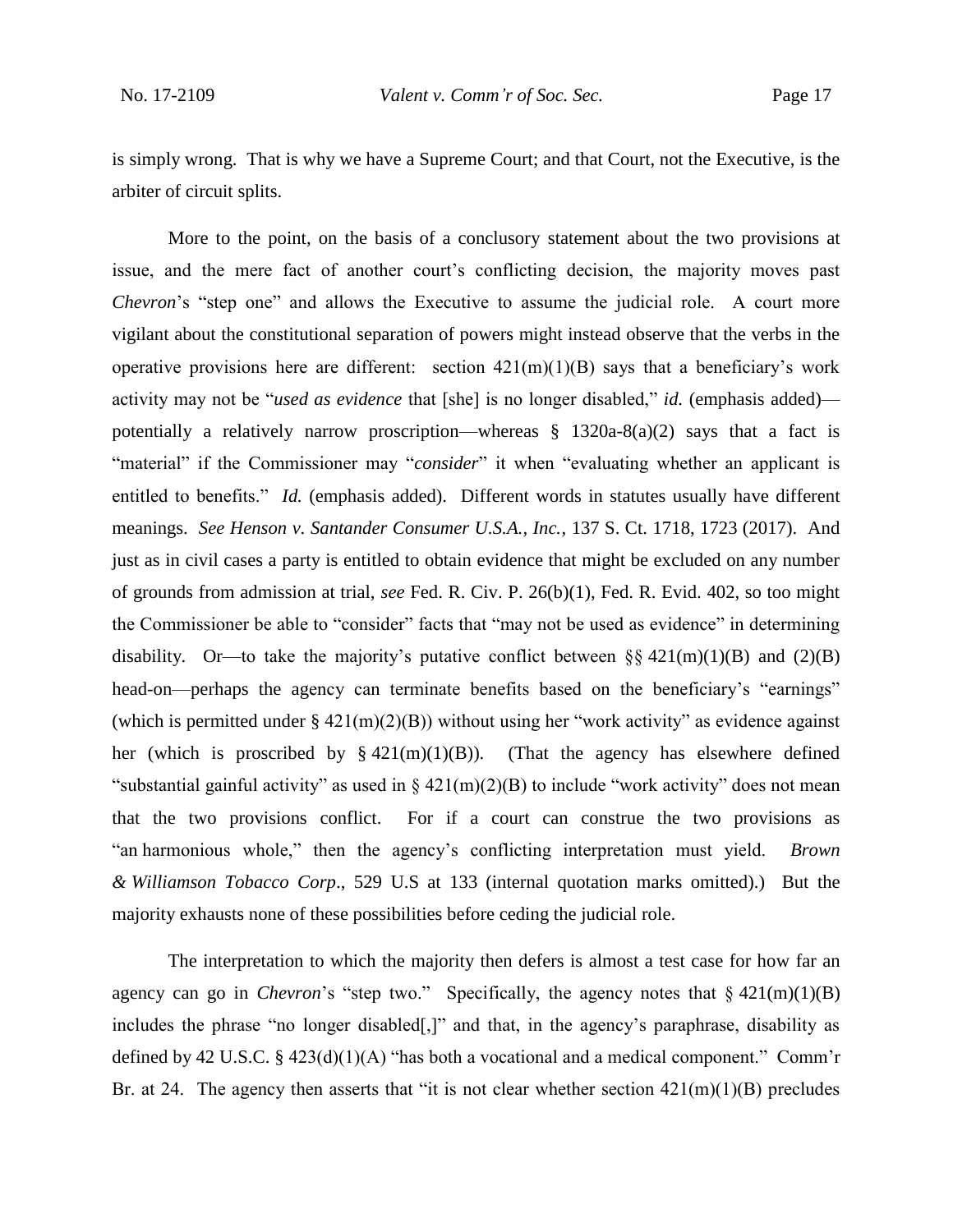is simply wrong. That is why we have a Supreme Court; and that Court, not the Executive, is the arbiter of circuit splits.

More to the point, on the basis of a conclusory statement about the two provisions at issue, and the mere fact of another court's conflicting decision, the majority moves past *Chevron*'s "step one" and allows the Executive to assume the judicial role. A court more vigilant about the constitutional separation of powers might instead observe that the verbs in the operative provisions here are different: section 421(m)(1)(B) says that a beneficiary's work activity may not be "*used as evidence* that [she] is no longer disabled," *id.* (emphasis added)—potentially a relatively narrow proscription—whereas § 1320a-8(a)(2) says that a fact is "material" if the Commissioner may "*consider*" it when "evaluating whether an applicant is entitled to benefits." *Id.* (emphasis added). Different words in statutes usually have different meanings. *See Henson v. Santander Consumer U.S.A., Inc.*, 137 S. Ct. 1718, 1723 (2017). And just as in civil cases a party is entitled to obtain evidence that might be excluded on any number of grounds from admission at trial, *see* Fed. R. Civ. P. 26(b)(1), Fed. R. Evid. 402, so too might the Commissioner be able to "consider" facts that "may not be used as evidence" in determining disability. Or—to take the majority's putative conflict between §§ 421(m)(1)(B) and (2)(B) head-on—perhaps the agency can terminate benefits based on the beneficiary's "earnings" (which is permitted under § 421(m)(2)(B)) without using her "work activity" as evidence against her (which is proscribed by § 421(m)(1)(B)). (That the agency has elsewhere defined "substantial gainful activity" as used in § 421(m)(2)(B) to include "work activity" does not mean that the two provisions conflict. For if a court can construe the two provisions as "an harmonious whole," then the agency's conflicting interpretation must yield. *Brown & Williamson Tobacco Corp*., 529 U.S at 133 (internal quotation marks omitted).) But the majority exhausts none of these possibilities before ceding the judicial role.

The interpretation to which the majority then defers is almost a test case for how far an agency can go in *Chevron*'s "step two." Specifically, the agency notes that § 421(m)(1)(B) includes the phrase "no longer disabled[,]" and that, in the agency's paraphrase, disability as defined by 42 U.S.C. § 423(d)(1)(A) "has both a vocational and a medical component." Comm'r Br. at 24. The agency then asserts that "it is not clear whether section 421(m)(1)(B) precludes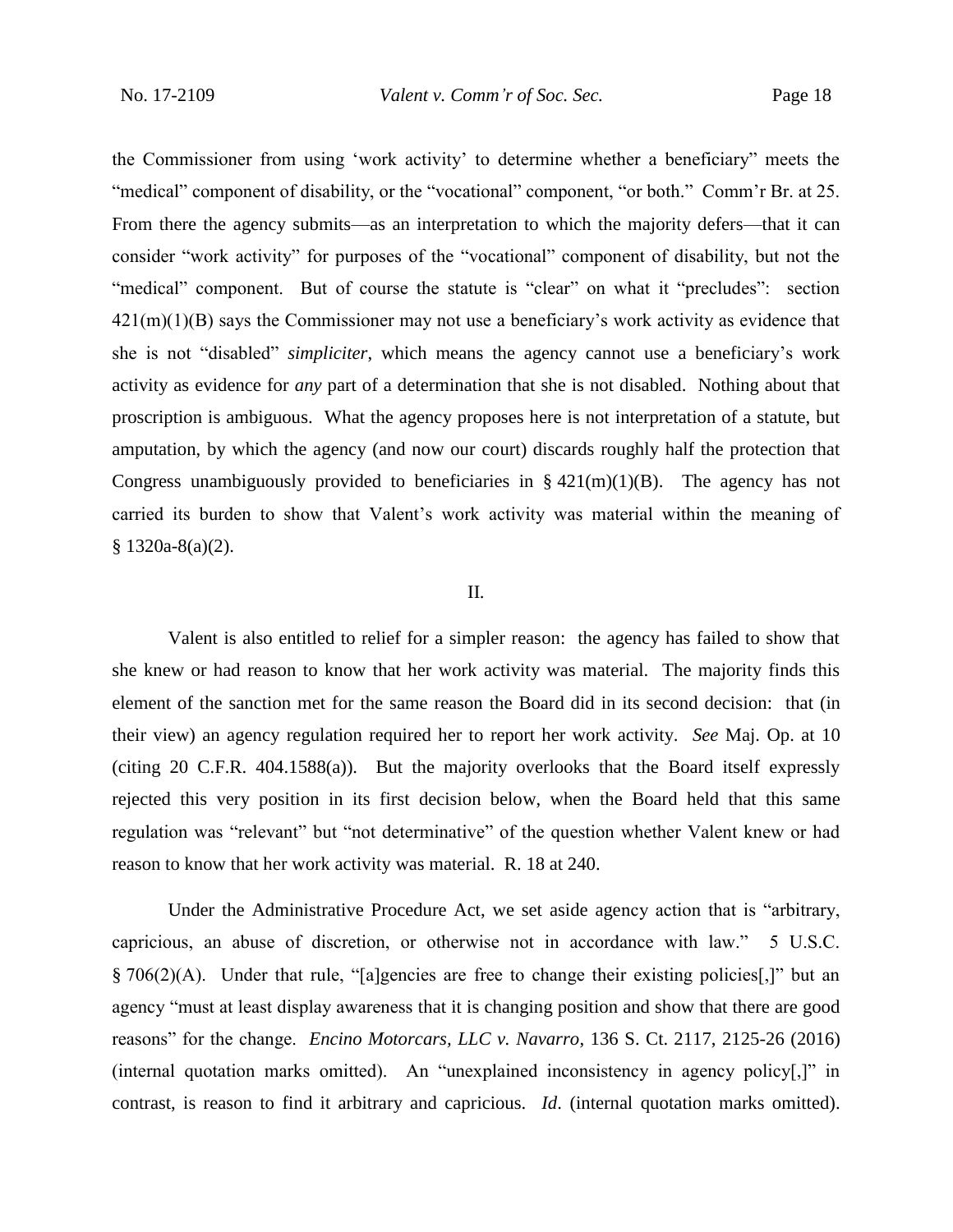the Commissioner from using 'work activity' to determine whether a beneficiary" meets the "medical" component of disability, or the "vocational" component, "or both." Comm'r Br. at 25. From there the agency submits—as an interpretation to which the majority defers—that it can consider "work activity" for purposes of the "vocational" component of disability, but not the "medical" component. But of course the statute is "clear" on what it "precludes": section 421(m)(1)(B) says the Commissioner may not use a beneficiary's work activity as evidence that she is not "disabled" *simpliciter*, which means the agency cannot use a beneficiary's work activity as evidence for *any* part of a determination that she is not disabled. Nothing about that proscription is ambiguous. What the agency proposes here is not interpretation of a statute, but amputation, by which the agency (and now our court) discards roughly half the protection that Congress unambiguously provided to beneficiaries in § 421(m)(1)(B). The agency has not carried its burden to show that Valent's work activity was material within the meaning of § 1320a-8(a)(2).

## II.

Valent is also entitled to relief for a simpler reason: the agency has failed to show that she knew or had reason to know that her work activity was material. The majority finds this element of the sanction met for the same reason the Board did in its second decision: that (in their view) an agency regulation required her to report her work activity. *See* Maj. Op. at 10 (citing 20 C.F.R. 404.1588(a)). But the majority overlooks that the Board itself expressly rejected this very position in its first decision below, when the Board held that this same regulation was "relevant" but "not determinative" of the question whether Valent knew or had reason to know that her work activity was material. R. 18 at 240.

Under the Administrative Procedure Act, we set aside agency action that is "arbitrary, capricious, an abuse of discretion, or otherwise not in accordance with law." 5 U.S.C. § 706(2)(A). Under that rule, "[a]gencies are free to change their existing policies[,]" but an agency "must at least display awareness that it is changing position and show that there are good reasons" for the change. *Encino Motorcars, LLC v. Navarro*, 136 S. Ct. 2117, 2125-26 (2016) (internal quotation marks omitted). An "unexplained inconsistency in agency policy[,]" in contrast, is reason to find it arbitrary and capricious. *Id*. (internal quotation marks omitted).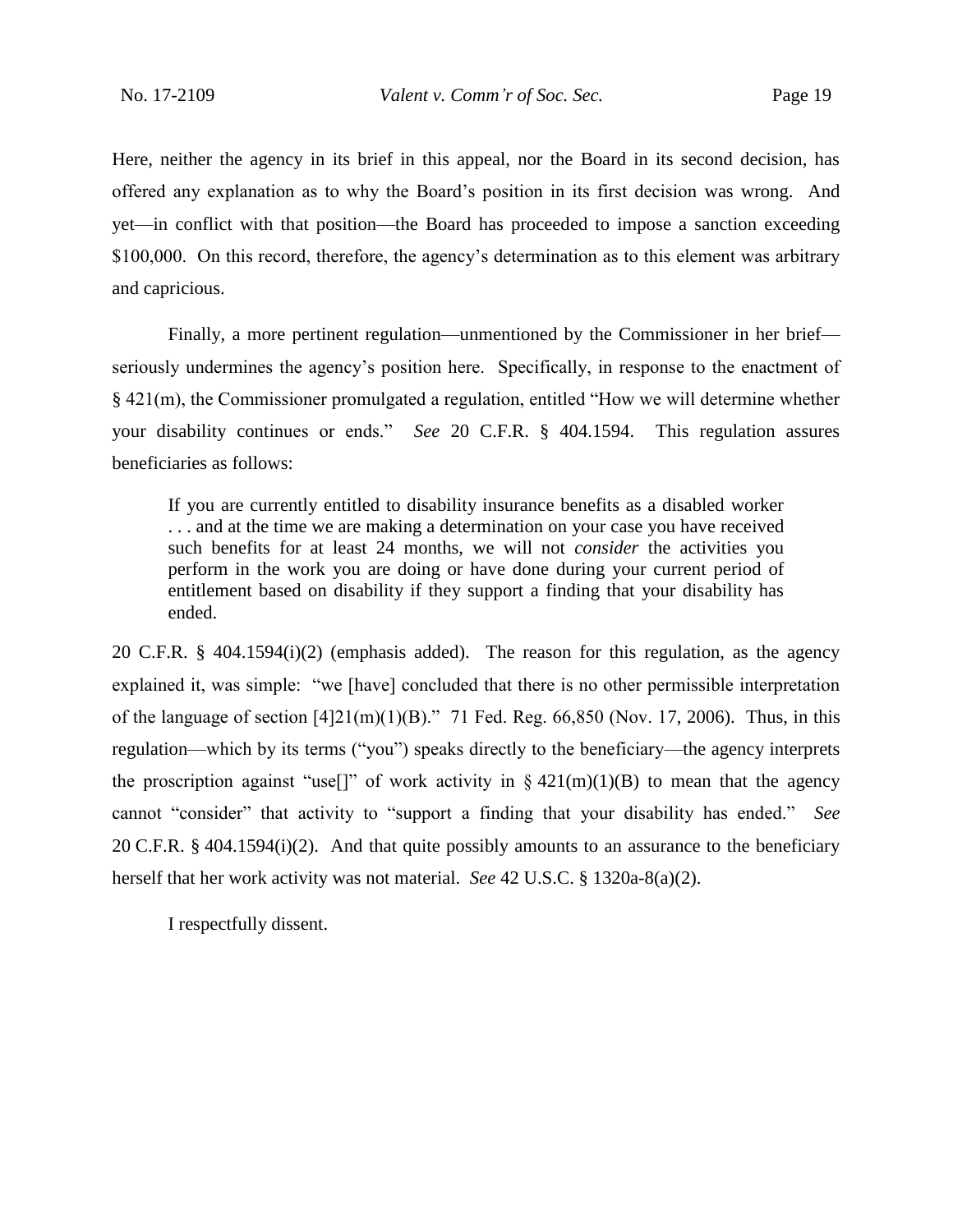Here, neither the agency in its brief in this appeal, nor the Board in its second decision, has offered any explanation as to why the Board's position in its first decision was wrong. And yet—in conflict with that position—the Board has proceeded to impose a sanction exceeding \$100,000. On this record, therefore, the agency's determination as to this element was arbitrary and capricious.

Finally, a more pertinent regulation—unmentioned by the Commissioner in her brief—seriously undermines the agency's position here. Specifically, in response to the enactment of § 421(m), the Commissioner promulgated a regulation, entitled "How we will determine whether your disability continues or ends." *See* 20 C.F.R. § 404.1594. This regulation assures beneficiaries as follows:

> If you are currently entitled to disability insurance benefits as a disabled worker . . . and at the time we are making a determination on your case you have received such benefits for at least 24 months, we will not *consider* the activities you perform in the work you are doing or have done during your current period of entitlement based on disability if they support a finding that your disability has ended.

20 C.F.R. § 404.1594(i)(2) (emphasis added). The reason for this regulation, as the agency explained it, was simple: "we [have] concluded that there is no other permissible interpretation of the language of section [4]21(m)(1)(B)." 71 Fed. Reg. 66,850 (Nov. 17, 2006). Thus, in this regulation—which by its terms ("you") speaks directly to the beneficiary—the agency interprets the proscription against "use[]" of work activity in § 421(m)(1)(B) to mean that the agency cannot "consider" that activity to "support a finding that your disability has ended." *See* 20 C.F.R. § 404.1594(i)(2). And that quite possibly amounts to an assurance to the beneficiary herself that her work activity was not material. *See* 42 U.S.C. § 1320a-8(a)(2).

I respectfully dissent.